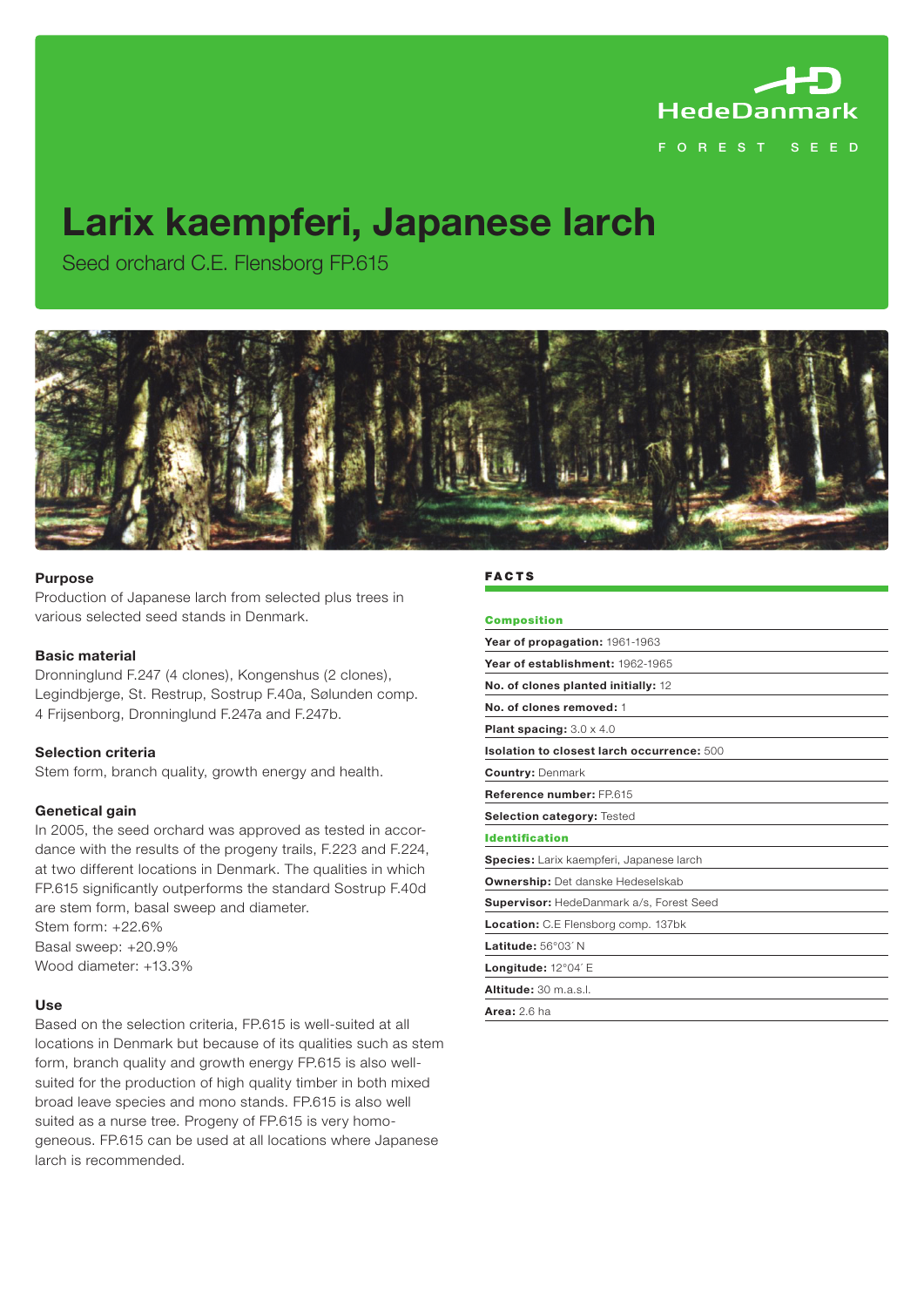HedeDanmark

FOREST SEED

# Larix kaempferi, Japanese larch

Seed orchard C.E. Flensborg FP.615

### Purpose

Production of Japanese larch from selected plus trees in various selected seed stands in Denmark.

### Basic material

Dronninglund F.247 (4 clones), Kongenshus (2 clones), Legindbjerge, St. Restrup, Sostrup F.40a, Sølunden comp. 4 Frijsenborg, Dronninglund F.247a and F.247b.

### Selection criteria

Stem form, branch quality, growth energy and health.

### Genetical gain

In 2005, the seed orchard was approved as tested in accordance with the results of the progeny trails, F.223 and F.224, at two different locations in Denmark. The qualities in which FP.615 significantly outperforms the standard Sostrup F.40d are stem form, basal sweep and diameter.
Stem form: +22.6%
Basal sweep: +20.9%
Wood diameter: +13.3%

### Use

Based on the selection criteria, FP.615 is well-suited at all locations in Denmark but because of its qualities such as stem form, branch quality and growth energy FP.615 is also well-suited for the production of high quality timber in both mixed broad leave species and mono stands. FP.615 is also well suited as a nurse tree. Progeny of FP.615 is very homogeneous. FP.615 can be used at all locations where Japanese larch is recommended.

## FACTS

**Composition**

**Year of propagation:** 1961-1963

**Year of establishment:** 1962-1965

**No. of clones planted initially:** 12

**No. of clones removed:** 1

**Plant spacing:** 3.0 x 4.0

**Isolation to closest larch occurrence:** 500

**Country:** Denmark

**Reference number:** FP.615

**Selection category:** Tested

**Identification**

**Species:** Larix kaempferi, Japanese larch

**Ownership:** Det danske Hedeselskab

**Supervisor:** HedeDanmark a/s, Forest Seed

**Location:** C.E Flensborg comp. 137bk

**Latitude:** 56°03´ N

**Longitude:** 12°04´ E

**Altitude:** 30 m.a.s.l.

**Area:** 2.6 ha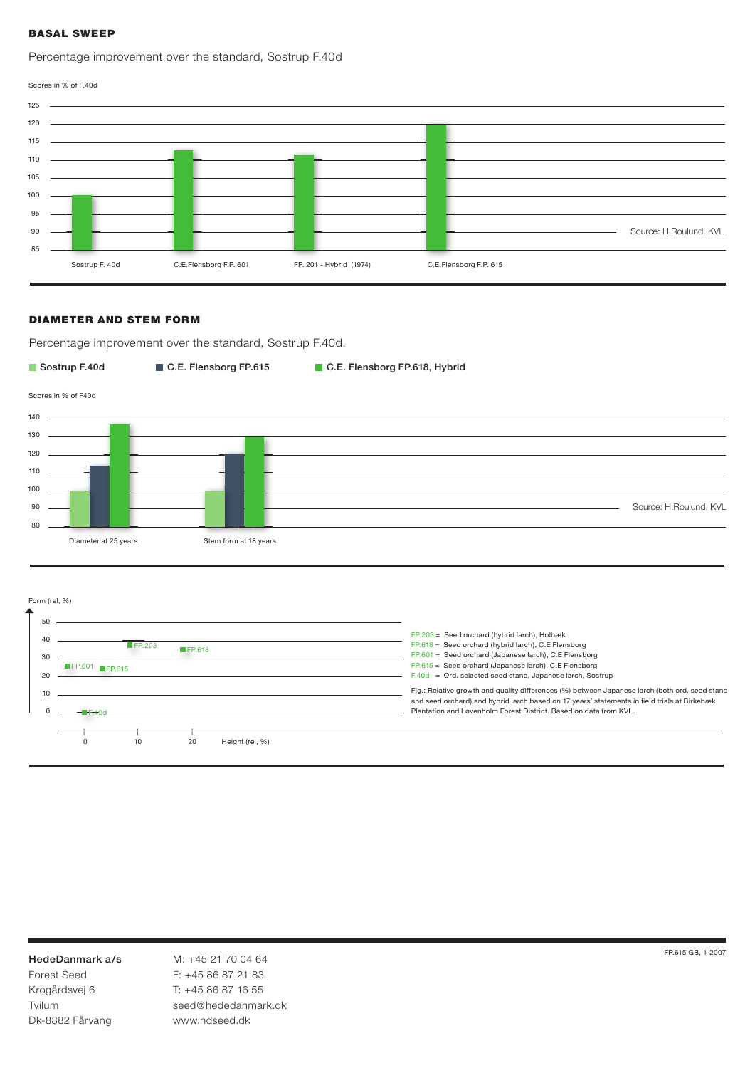## BASAL SWEEP

Percentage improvement over the standard, Sostrup F.40d

Scores in % of F.40d

125
120
115
110
105
100
95
90
85

Sostrup F. 40d
C.E.Flensborg F.P. 601
FP. 201 - Hybrid (1974)
C.E.Flensborg F.P. 615

Source: H.Roulund, KVL

## DIAMETER AND STEM FORM

Percentage improvement over the standard, Sostrup F.40d.

Sostrup F.40d
C.E. Flensborg FP.615
C.E. Flensborg FP.618, Hybrid

Scores in % of F40d

140
130
120
110
100
90
80

Diameter at 25 years
Stem form at 18 years

Source: H.Roulund, KVL

Form (rel, %)

50
40
30
20
10
0

FP.203
FP.618
FP.601
FP.615
F.40d

0
10
20
Height (rel, %)

FP.203 = Seed orchard (hybrid larch), Holbæk
FP.618 = Seed orchard (hybrid larch), C.E Flensborg
FP.601 = Seed orchard (Japanese larch), C.E Flensborg
FP.615 = Seed orchard (Japanese larch), C.E Flensborg
F.40d = Ord. selected seed stand, Japanese larch, Sostrup

Fig.: Relative growth and quality differences (%) between Japanese larch (both ord. seed stand and seed orchard) and hybrid larch based on 17 years' statements in field trials at Birkebæk Plantation and Løvenholm Forest District. Based on data from KVL.

**HedeDanmark a/s**
Forest Seed
Krogårdsvej 6
Tvilum
Dk-8882 Fårvang

M: +45 21 70 04 64
F: +45 86 87 21 83
T: +45 86 87 16 55
seed@hededanmark.dk
www.hdseed.dk

FP.615 GB, 1-2007